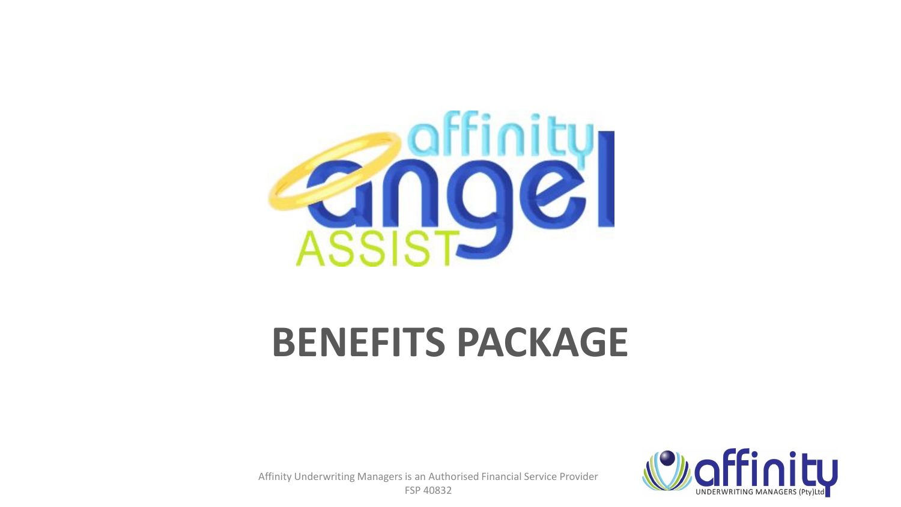# affinity angel ASSIST

# BENEFITS PACKAGE

Affinity Underwriting Managers is an Authorised Financial Service Provider
FSP 40832

affinity UNDERWRITING MANAGERS (Pty)Ltd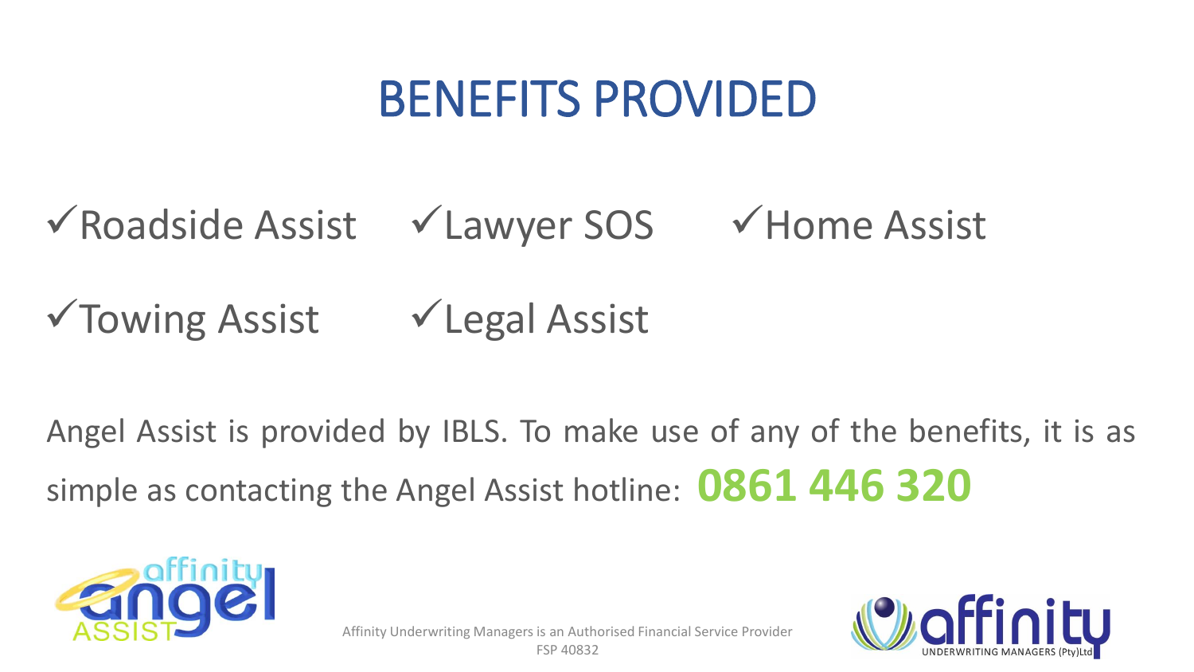# BENEFITS PROVIDED

- ✓Roadside Assist
- ✓Lawyer SOS
- ✓Home Assist
- ✓Towing Assist
- ✓Legal Assist

Angel Assist is provided by IBLS. To make use of any of the benefits, it is as simple as contacting the Angel Assist hotline: **0861 446 320**

Affinity Underwriting Managers is an Authorised Financial Service Provider
FSP 40832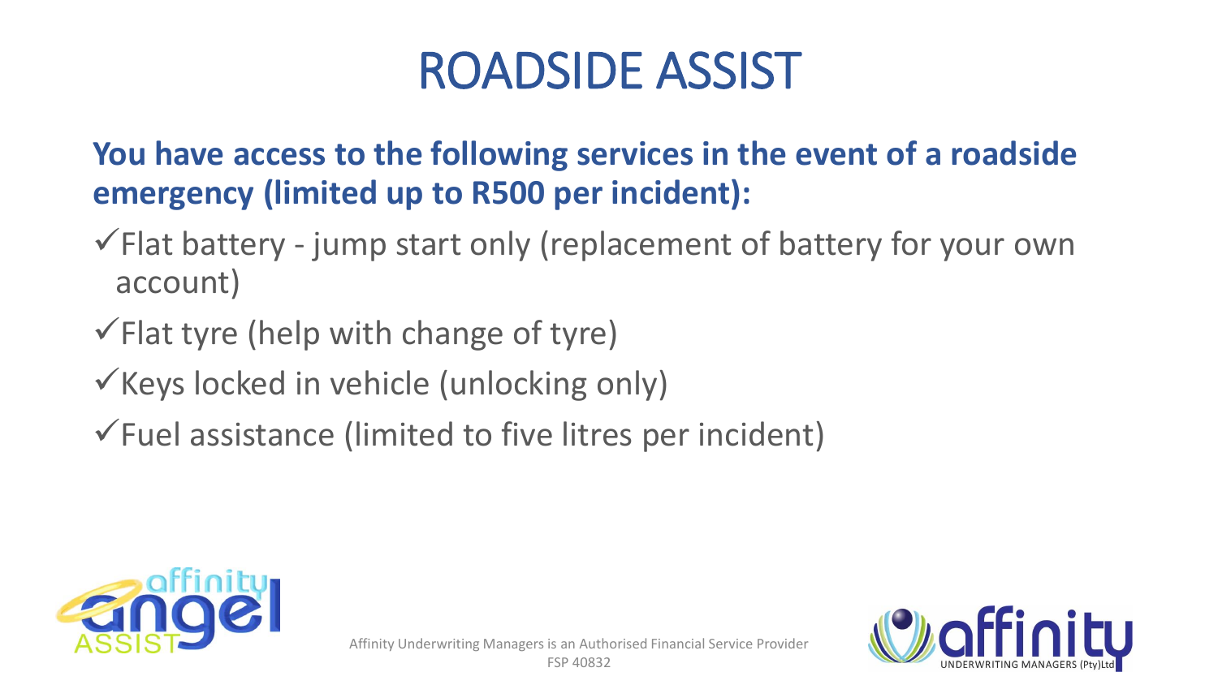# ROADSIDE ASSIST

**You have access to the following services in the event of a roadside emergency (limited up to R500 per incident):**

- ✓Flat battery - jump start only (replacement of battery for your own account)
- ✓Flat tyre (help with change of tyre)
- ✓Keys locked in vehicle (unlocking only)
- ✓Fuel assistance (limited to five litres per incident)

Affinity Underwriting Managers is an Authorised Financial Service Provider FSP 40832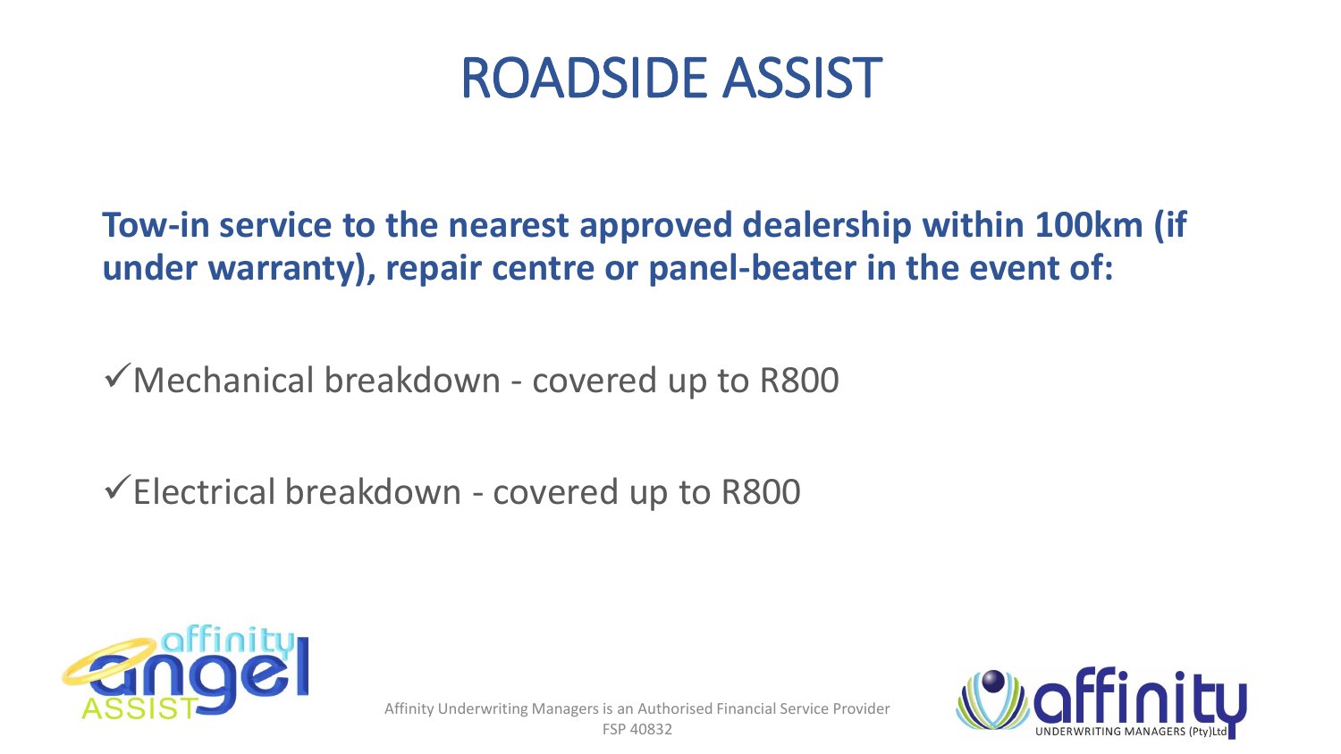# ROADSIDE ASSIST

**Tow-in service to the nearest approved dealership within 100km (if under warranty), repair centre or panel-beater in the event of:**

✓Mechanical breakdown - covered up to R800

✓Electrical breakdown - covered up to R800

Affinity Underwriting Managers is an Authorised Financial Service Provider
FSP 40832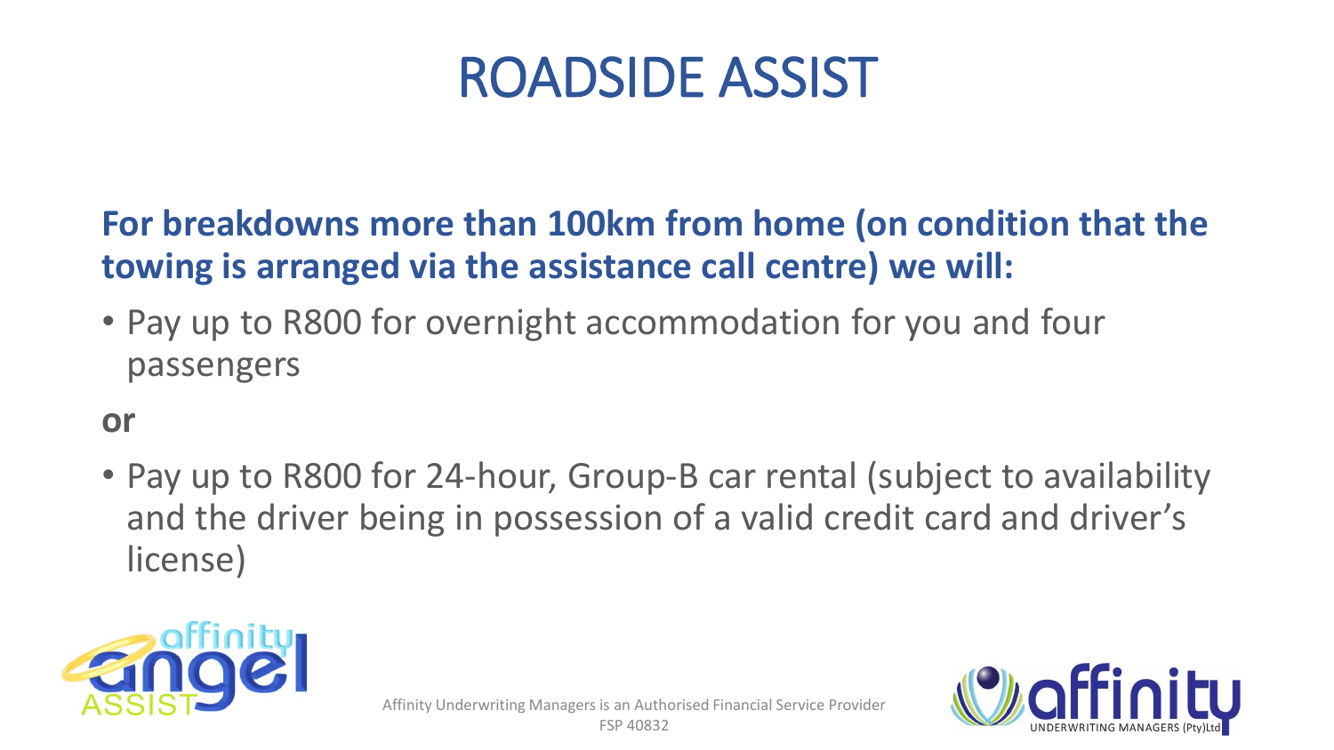# ROADSIDE ASSIST

**For breakdowns more than 100km from home (on condition that the towing is arranged via the assistance call centre) we will:**

- Pay up to R800 for overnight accommodation for you and four passengers

**or**

- Pay up to R800 for 24-hour, Group-B car rental (subject to availability and the driver being in possession of a valid credit card and driver's license)

Affinity Underwriting Managers is an Authorised Financial Service Provider FSP 40832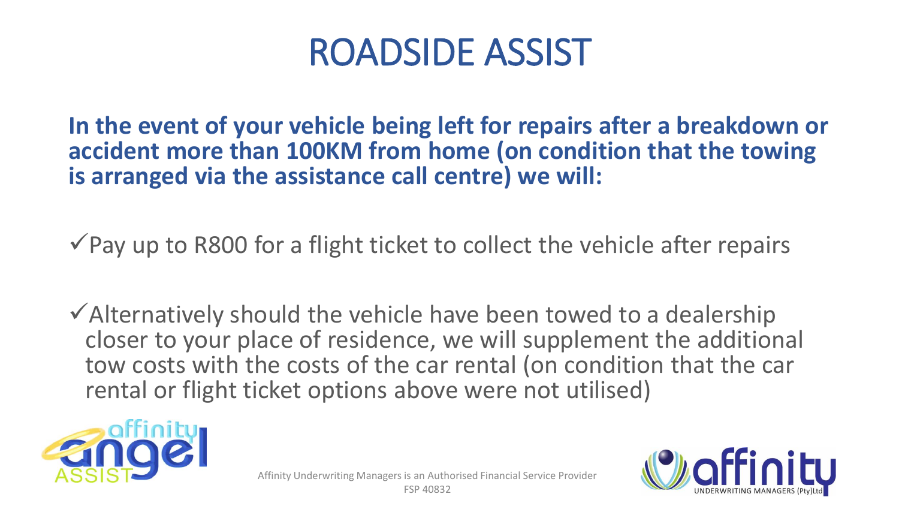# ROADSIDE ASSIST

**In the event of your vehicle being left for repairs after a breakdown or accident more than 100KM from home (on condition that the towing is arranged via the assistance call centre) we will:**

- ✓ Pay up to R800 for a flight ticket to collect the vehicle after repairs
- ✓ Alternatively should the vehicle have been towed to a dealership closer to your place of residence, we will supplement the additional tow costs with the costs of the car rental (on condition that the car rental or flight ticket options above were not utilised)

Affinity Underwriting Managers is an Authorised Financial Service Provider FSP 40832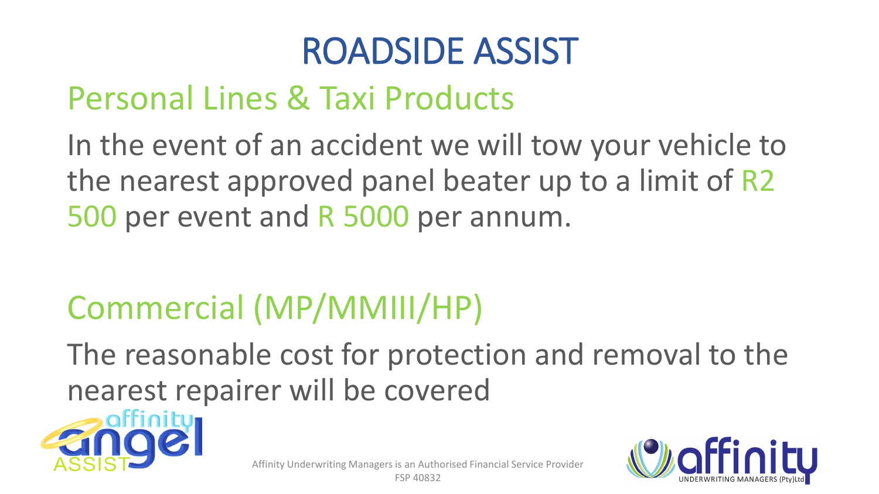# ROADSIDE ASSIST

## Personal Lines & Taxi Products

In the event of an accident we will tow your vehicle to the nearest approved panel beater up to a limit of R2 500 per event and R 5000 per annum.

## Commercial (MP/MMIII/HP)

The reasonable cost for protection and removal to the nearest repairer will be covered

Affinity Underwriting Managers is an Authorised Financial Service Provider
FSP 40832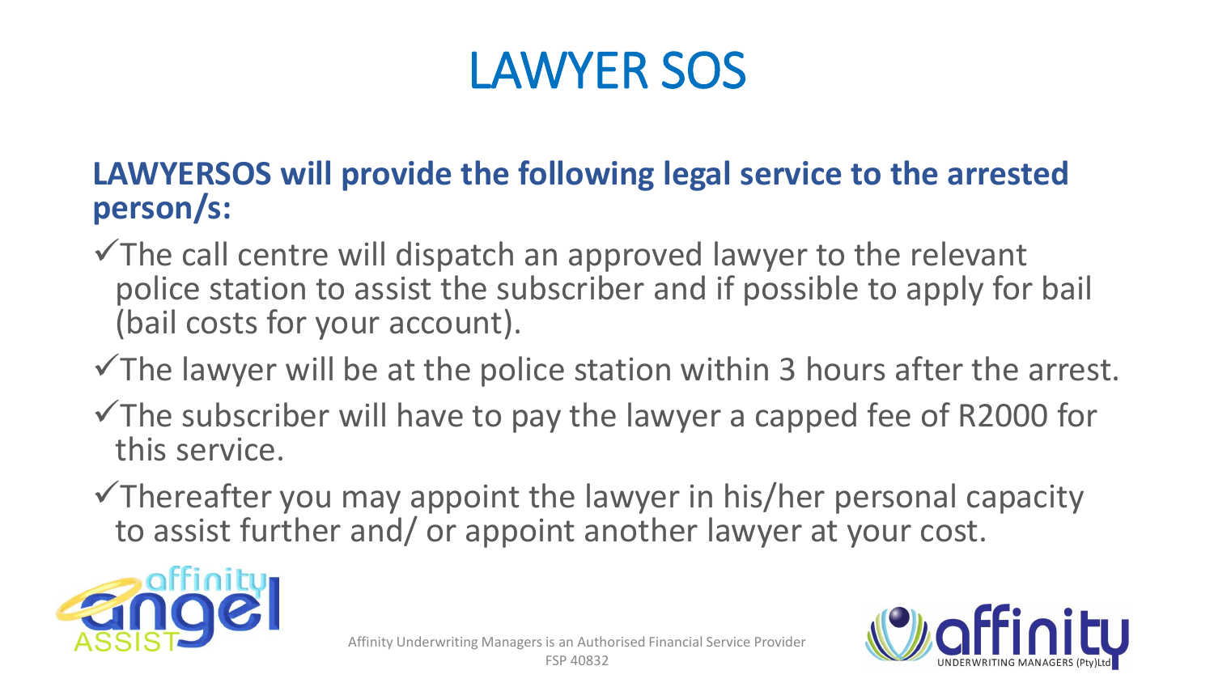# LAWYER SOS

**LAWYERSOS will provide the following legal service to the arrested person/s:**

- ✓The call centre will dispatch an approved lawyer to the relevant police station to assist the subscriber and if possible to apply for bail (bail costs for your account).
- ✓The lawyer will be at the police station within 3 hours after the arrest.
- ✓The subscriber will have to pay the lawyer a capped fee of R2000 for this service.
- ✓Thereafter you may appoint the lawyer in his/her personal capacity to assist further and/ or appoint another lawyer at your cost.

Affinity Underwriting Managers is an Authorised Financial Service Provider FSP 40832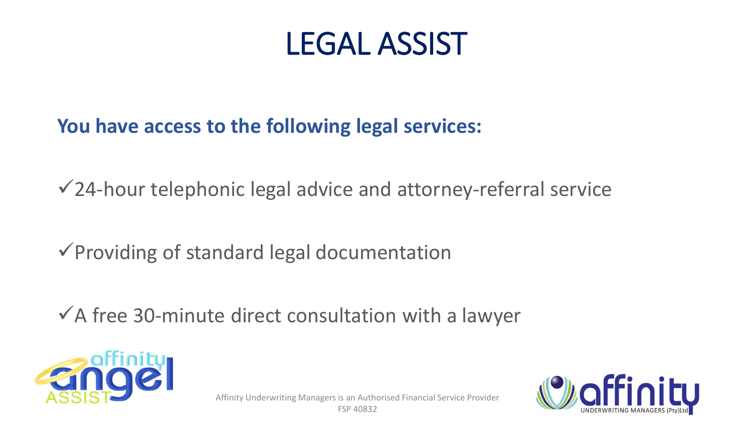# LEGAL ASSIST

**You have access to the following legal services:**

- ✓24-hour telephonic legal advice and attorney-referral service
- ✓Providing of standard legal documentation
- ✓A free 30-minute direct consultation with a lawyer

Affinity Underwriting Managers is an Authorised Financial Service Provider
FSP 40832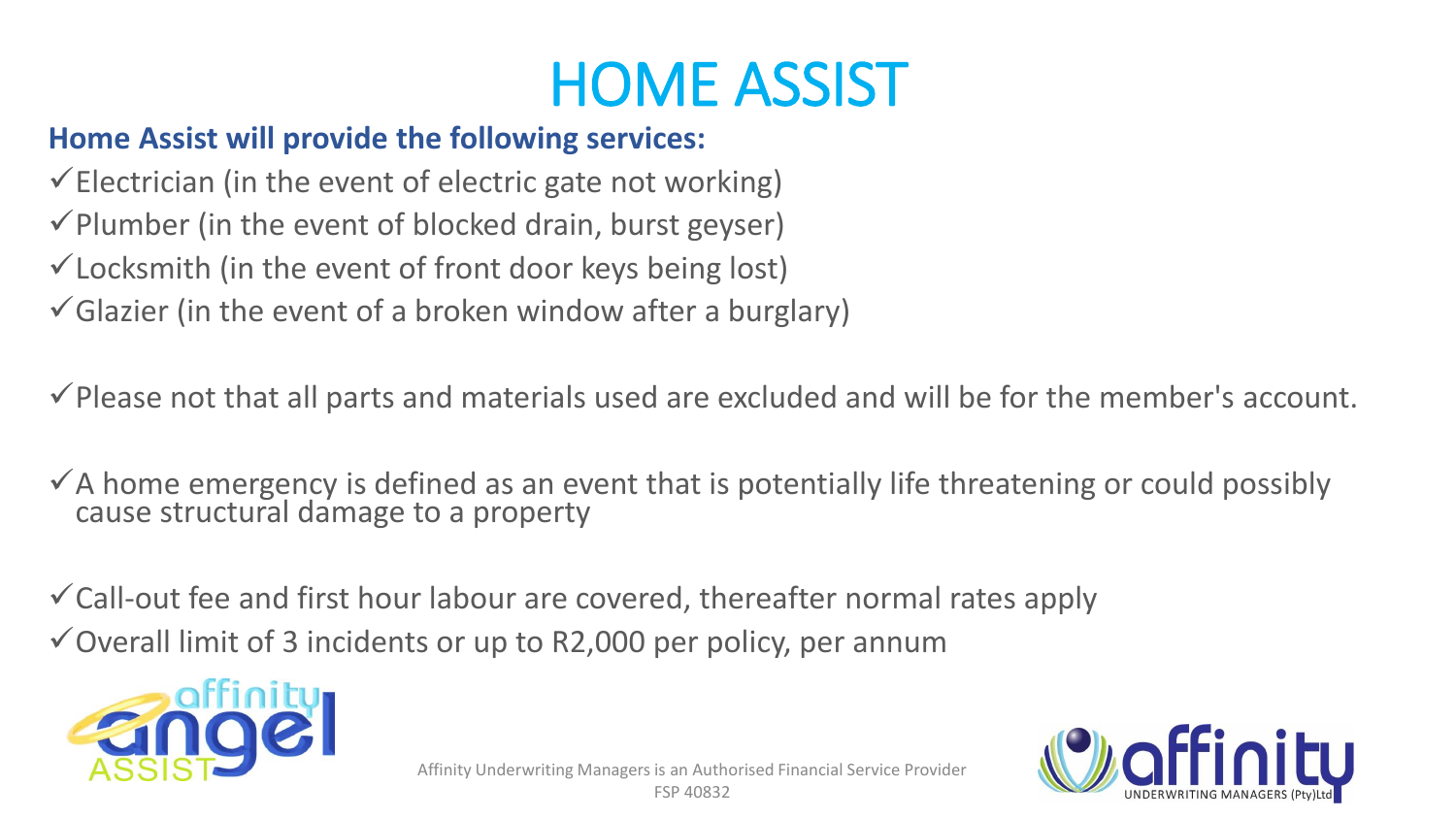# HOME ASSIST

**Home Assist will provide the following services:**

- ✓ Electrician (in the event of electric gate not working)
- ✓ Plumber (in the event of blocked drain, burst geyser)
- ✓ Locksmith (in the event of front door keys being lost)
- ✓ Glazier (in the event of a broken window after a burglary)

- ✓ Please not that all parts and materials used are excluded and will be for the member's account.

- ✓ A home emergency is defined as an event that is potentially life threatening or could possibly cause structural damage to a property

- ✓ Call-out fee and first hour labour are covered, thereafter normal rates apply
- ✓ Overall limit of 3 incidents or up to R2,000 per policy, per annum

affinity angel ASSIST

Affinity Underwriting Managers is an Authorised Financial Service Provider
FSP 40832

affinity UNDERWRITING MANAGERS (Pty)Ltd